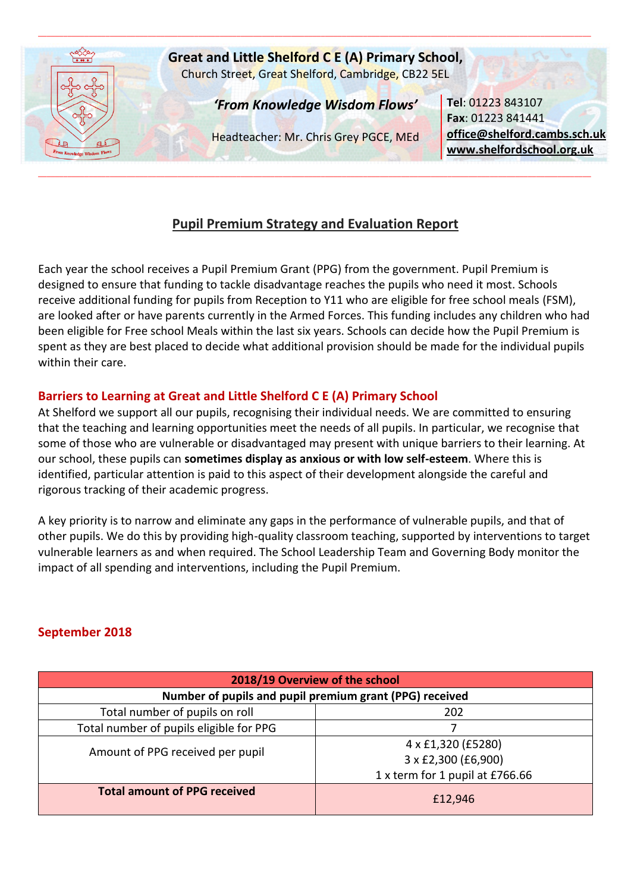**Great and Little Shelford C E (A) Primary School,**
Church Street, Great Shelford, Cambridge, CB22 5EL

***'From Knowledge Wisdom Flows'***

Headteacher: Mr. Chris Grey PGCE, MEd

**Tel**: 01223 843107
**Fax**: 01223 841441
**office@shelford.cambs.sch.uk**
**www.shelfordschool.org.uk**

# Pupil Premium Strategy and Evaluation Report

Each year the school receives a Pupil Premium Grant (PPG) from the government. Pupil Premium is designed to ensure that funding to tackle disadvantage reaches the pupils who need it most. Schools receive additional funding for pupils from Reception to Y11 who are eligible for free school meals (FSM), are looked after or have parents currently in the Armed Forces. This funding includes any children who had been eligible for Free school Meals within the last six years. Schools can decide how the Pupil Premium is spent as they are best placed to decide what additional provision should be made for the individual pupils within their care.

## Barriers to Learning at Great and Little Shelford C E (A) Primary School

At Shelford we support all our pupils, recognising their individual needs. We are committed to ensuring that the teaching and learning opportunities meet the needs of all pupils. In particular, we recognise that some of those who are vulnerable or disadvantaged may present with unique barriers to their learning. At our school, these pupils can **sometimes display as anxious or with low self-esteem**. Where this is identified, particular attention is paid to this aspect of their development alongside the careful and rigorous tracking of their academic progress.

A key priority is to narrow and eliminate any gaps in the performance of vulnerable pupils, and that of other pupils. We do this by providing high-quality classroom teaching, supported by interventions to target vulnerable learners as and when required. The School Leadership Team and Governing Body monitor the impact of all spending and interventions, including the Pupil Premium.

## September 2018

| **2018/19 Overview of the school** | |
|---|---|
| **Number of pupils and pupil premium grant (PPG) received** | |
| Total number of pupils on roll | 202 |
| Total number of pupils eligible for PPG | 7 |
| Amount of PPG received per pupil | 4 x £1,320 (£5280)<br>3 x £2,300 (£6,900)<br>1 x term for 1 pupil at £766.66 |
| **Total amount of PPG received** | £12,946 |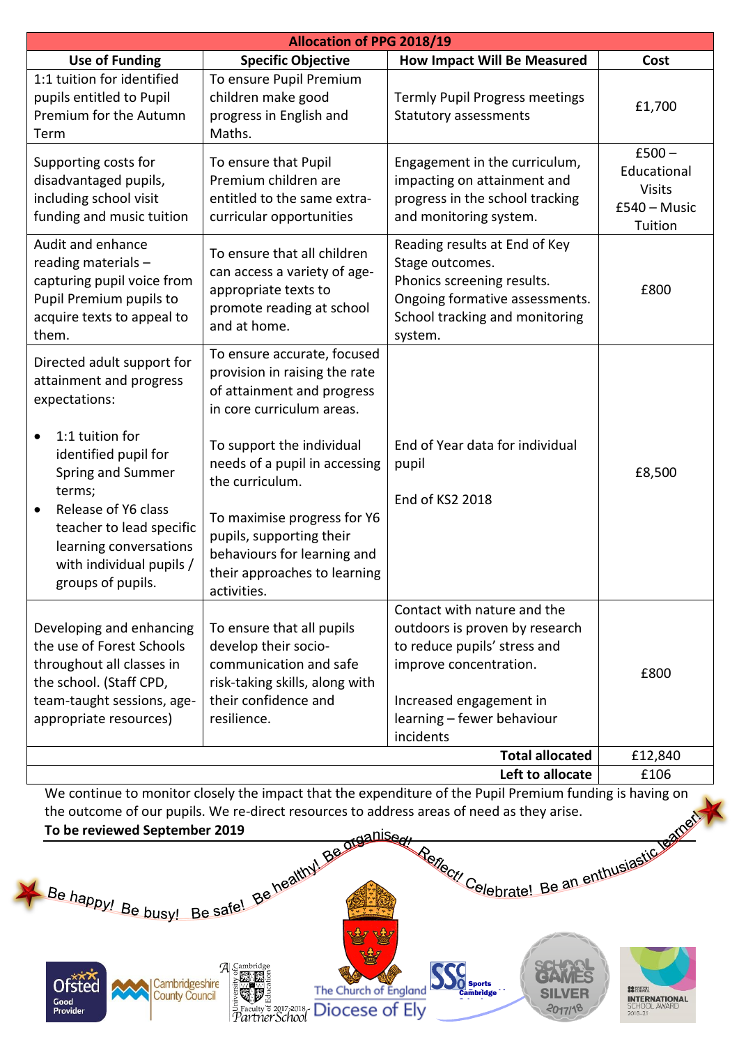| Allocation of PPG 2018/19 | | | |
|---|---|---|---|
| **Use of Funding** | **Specific Objective** | **How Impact Will Be Measured** | **Cost** |
| 1:1 tuition for identified pupils entitled to Pupil Premium for the Autumn Term | To ensure Pupil Premium children make good progress in English and Maths. | Termly Pupil Progress meetings<br>Statutory assessments | £1,700 |
| Supporting costs for disadvantaged pupils, including school visit funding and music tuition | To ensure that Pupil Premium children are entitled to the same extra-curricular opportunities | Engagement in the curriculum, impacting on attainment and progress in the school tracking and monitoring system. | £500 – Educational Visits<br>£540 – Music Tuition |
| Audit and enhance reading materials – capturing pupil voice from Pupil Premium pupils to acquire texts to appeal to them. | To ensure that all children can access a variety of age-appropriate texts to promote reading at school and at home. | Reading results at End of Key Stage outcomes.<br>Phonics screening results.<br>Ongoing formative assessments.<br>School tracking and monitoring system. | £800 |
| Directed adult support for attainment and progress expectations:<br><br>• 1:1 tuition for identified pupil for Spring and Summer terms;<br>• Release of Y6 class teacher to lead specific learning conversations with individual pupils / groups of pupils. | To ensure accurate, focused provision in raising the rate of attainment and progress in core curriculum areas.<br><br>To support the individual needs of a pupil in accessing the curriculum.<br><br>To maximise progress for Y6 pupils, supporting their behaviours for learning and their approaches to learning activities. | End of Year data for individual pupil<br><br>End of KS2 2018 | £8,500 |
| Developing and enhancing the use of Forest Schools throughout all classes in the school. (Staff CPD, team-taught sessions, age-appropriate resources) | To ensure that all pupils develop their socio-communication and safe risk-taking skills, along with their confidence and resilience. | Contact with nature and the outdoors is proven by research to reduce pupils' stress and improve concentration.<br><br>Increased engagement in learning – fewer behaviour incidents | £800 |
| | | **Total allocated** | £12,840 |
| | | **Left to allocate** | £106 |

We continue to monitor closely the impact that the expenditure of the Pupil Premium funding is having on the outcome of our pupils. We re-direct resources to address areas of need as they arise.

**To be reviewed September 2019**

Be happy! Be busy! Be safe! Be healthy! Be organised! Reflect! Celebrate! Be an enthusiastic learner!